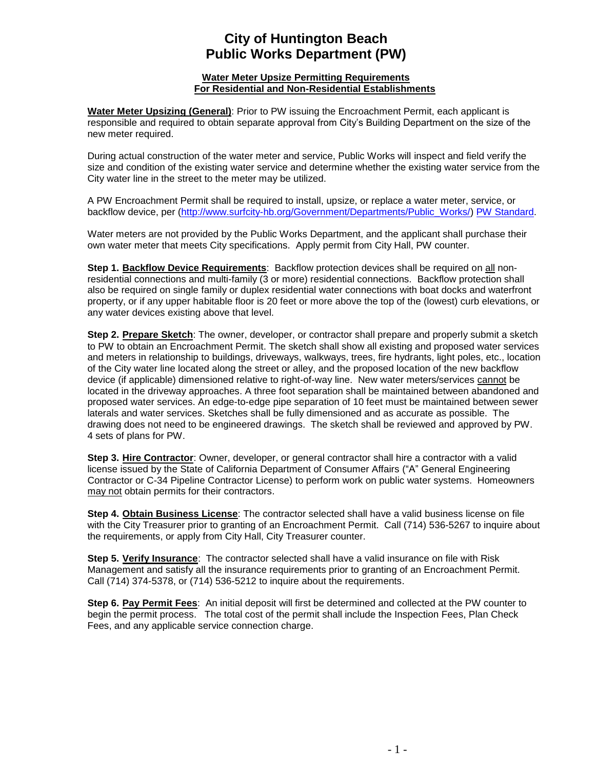# City of Huntington Beach
# Public Works Department (PW)

**Water Meter Upsize Permitting Requirements**
**For Residential and Non-Residential Establishments**

**Water Meter Upsizing (General)**: Prior to PW issuing the Encroachment Permit, each applicant is responsible and required to obtain separate approval from City's Building Department on the size of the new meter required.

During actual construction of the water meter and service, Public Works will inspect and field verify the size and condition of the existing water service and determine whether the existing water service from the City water line in the street to the meter may be utilized.

A PW Encroachment Permit shall be required to install, upsize, or replace a water meter, service, or backflow device, per (http://www.surfcity-hb.org/Government/Departments/Public_Works/) PW Standard.

Water meters are not provided by the Public Works Department, and the applicant shall purchase their own water meter that meets City specifications. Apply permit from City Hall, PW counter.

**Step 1. Backflow Device Requirements**: Backflow protection devices shall be required on all non-residential connections and multi-family (3 or more) residential connections. Backflow protection shall also be required on single family or duplex residential water connections with boat docks and waterfront property, or if any upper habitable floor is 20 feet or more above the top of the (lowest) curb elevations, or any water devices existing above that level.

**Step 2. Prepare Sketch**: The owner, developer, or contractor shall prepare and properly submit a sketch to PW to obtain an Encroachment Permit. The sketch shall show all existing and proposed water services and meters in relationship to buildings, driveways, walkways, trees, fire hydrants, light poles, etc., location of the City water line located along the street or alley, and the proposed location of the new backflow device (if applicable) dimensioned relative to right-of-way line. New water meters/services cannot be located in the driveway approaches. A three foot separation shall be maintained between abandoned and proposed water services. An edge-to-edge pipe separation of 10 feet must be maintained between sewer laterals and water services. Sketches shall be fully dimensioned and as accurate as possible. The drawing does not need to be engineered drawings. The sketch shall be reviewed and approved by PW. 4 sets of plans for PW.

**Step 3. Hire Contractor**: Owner, developer, or general contractor shall hire a contractor with a valid license issued by the State of California Department of Consumer Affairs ("A" General Engineering Contractor or C-34 Pipeline Contractor License) to perform work on public water systems. Homeowners may not obtain permits for their contractors.

**Step 4. Obtain Business License**: The contractor selected shall have a valid business license on file with the City Treasurer prior to granting of an Encroachment Permit. Call (714) 536-5267 to inquire about the requirements, or apply from City Hall, City Treasurer counter.

**Step 5. Verify Insurance**: The contractor selected shall have a valid insurance on file with Risk Management and satisfy all the insurance requirements prior to granting of an Encroachment Permit. Call (714) 374-5378, or (714) 536-5212 to inquire about the requirements.

**Step 6. Pay Permit Fees**: An initial deposit will first be determined and collected at the PW counter to begin the permit process. The total cost of the permit shall include the Inspection Fees, Plan Check Fees, and any applicable service connection charge.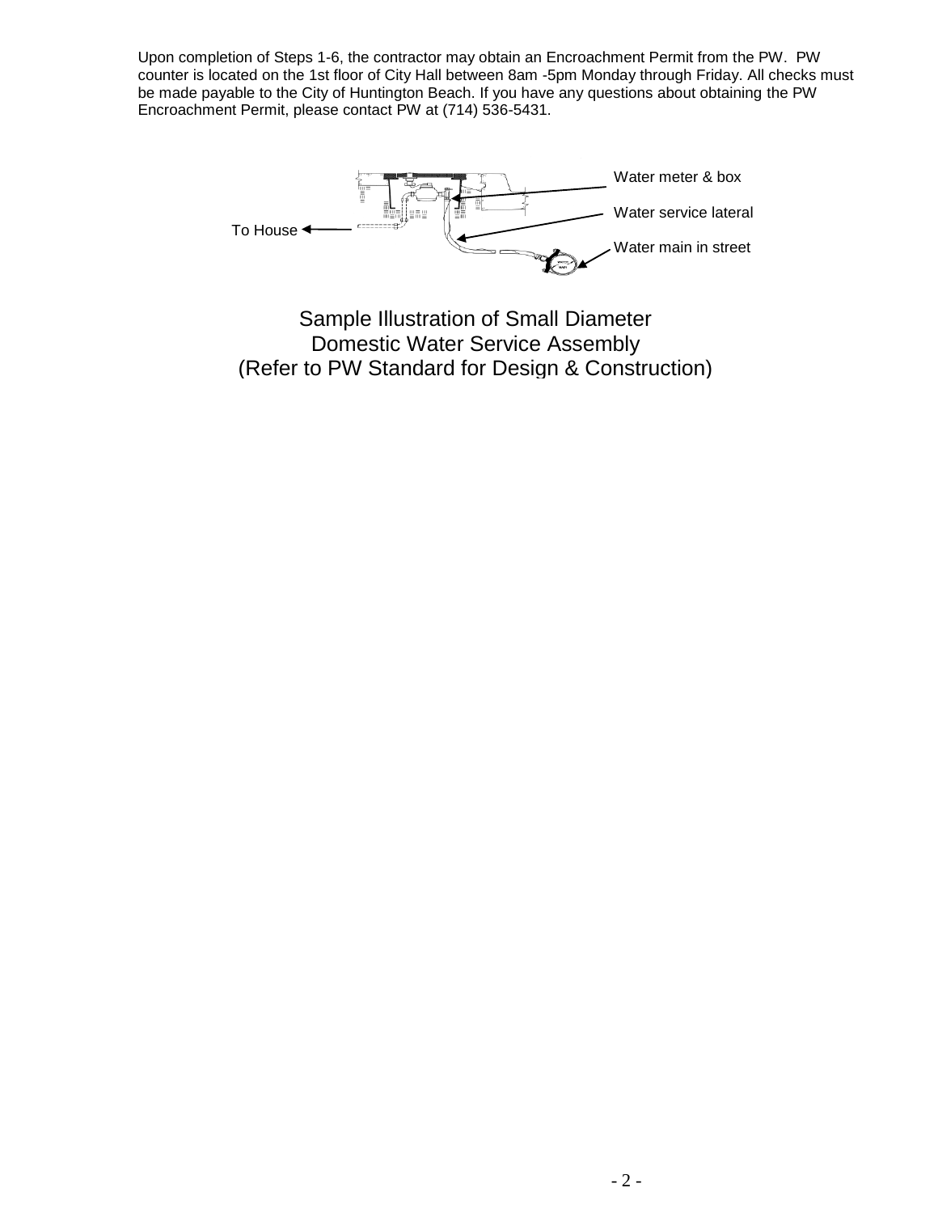Upon completion of Steps 1-6, the contractor may obtain an Encroachment Permit from the PW. PW counter is located on the 1st floor of City Hall between 8am -5pm Monday through Friday. All checks must be made payable to the City of Huntington Beach. If you have any questions about obtaining the PW Encroachment Permit, please contact PW at (714) 536-5431.

Water meter & box

Water service lateral

To House

Water main in street

Sample Illustration of Small Diameter
Domestic Water Service Assembly
(Refer to PW Standard for Design & Construction)